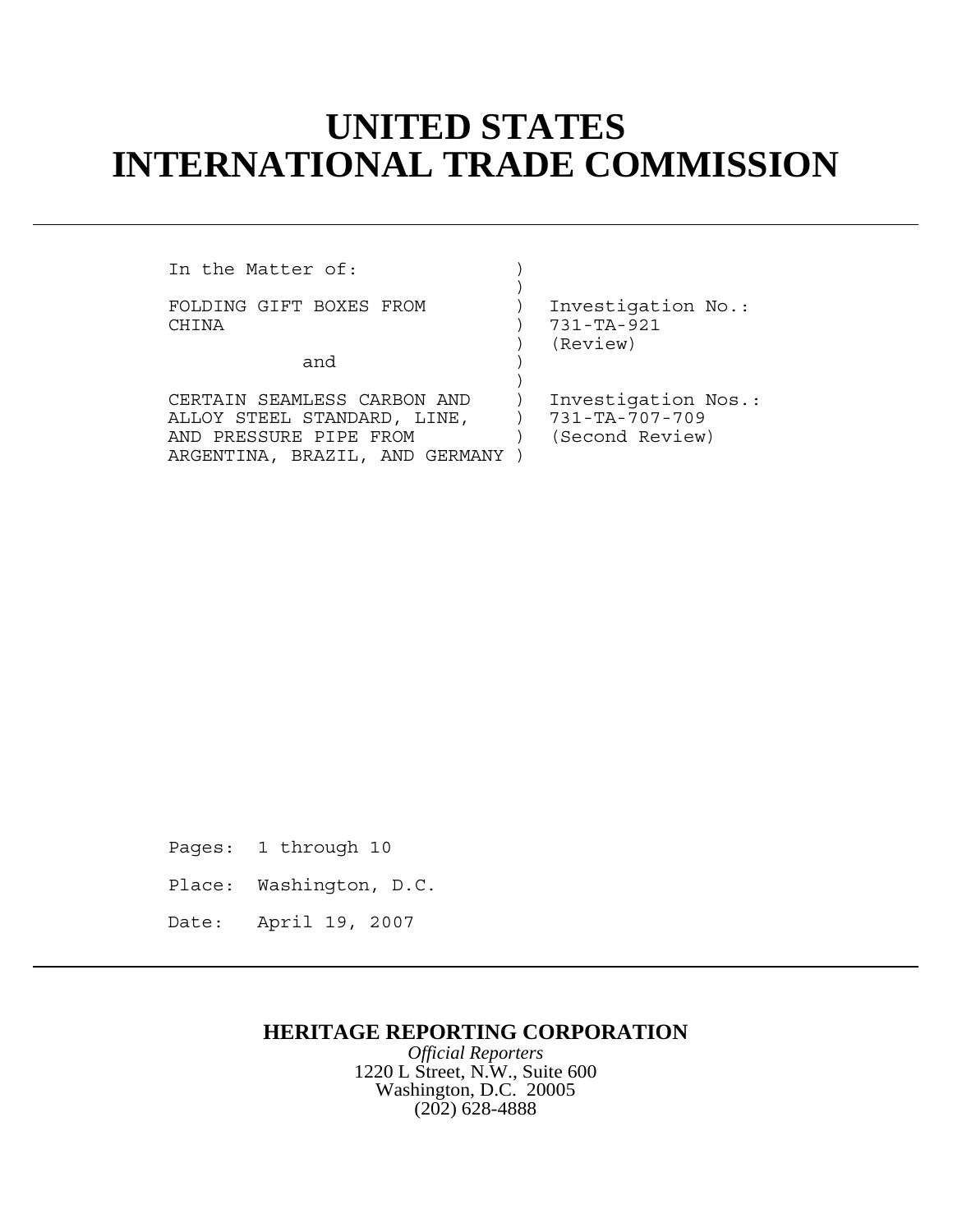# UNITED STATES
# INTERNATIONAL TRADE COMMISSION

```
In the Matter of:              )
                               )
FOLDING GIFT BOXES FROM        )  Investigation No.:
CHINA                          )  731-TA-921
                               )  (Review)
           and                 )
                               )
CERTAIN SEAMLESS CARBON AND    )  Investigation Nos.:
ALLOY STEEL STANDARD, LINE,    )  731-TA-707-709
AND PRESSURE PIPE FROM         )  (Second Review)
ARGENTINA, BRAZIL, AND GERMANY )
```

Pages: 1 through 10

Place: Washington, D.C.

Date: April 19, 2007

**HERITAGE REPORTING CORPORATION**

*Official Reporters*

1220 L Street, N.W., Suite 600

Washington, D.C. 20005

(202) 628-4888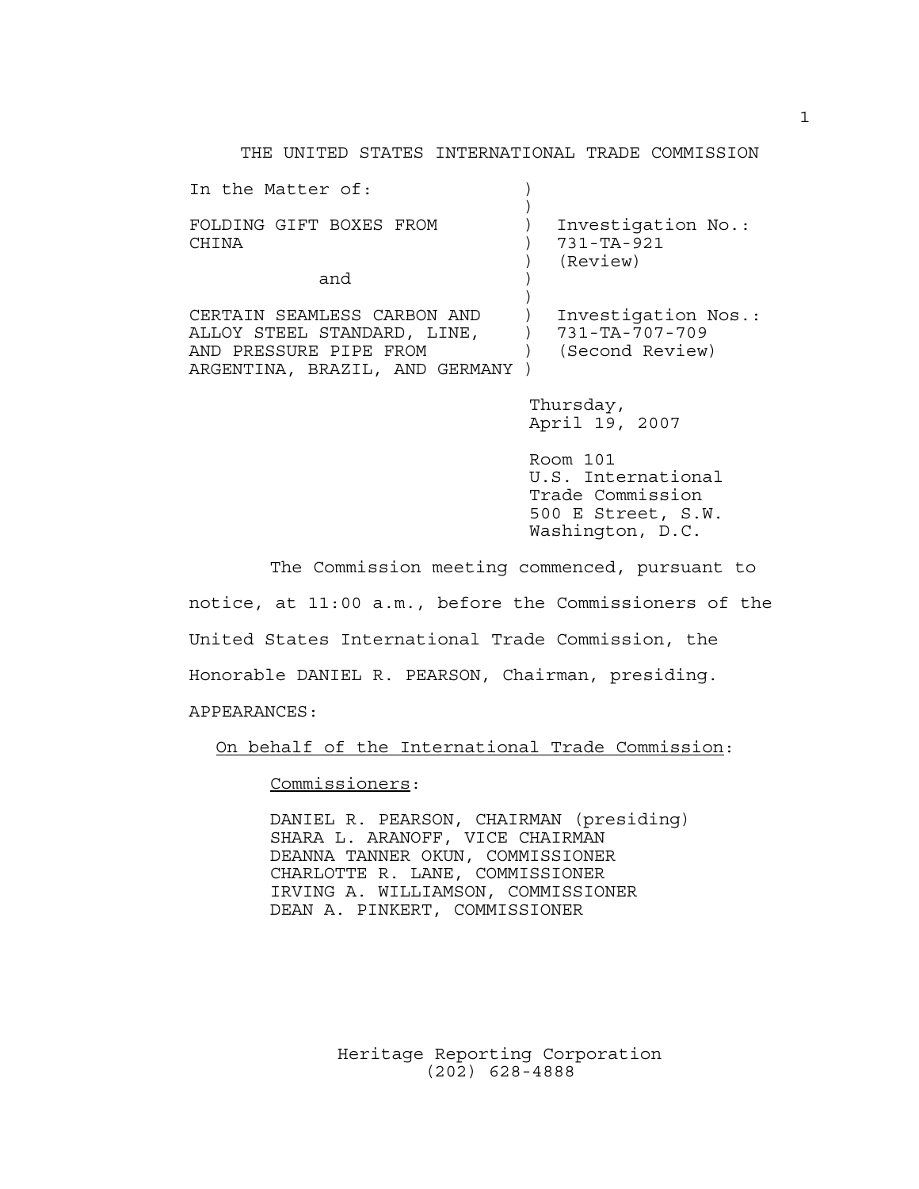THE UNITED STATES INTERNATIONAL TRADE COMMISSION

| In the Matter of: | | |
|---|---|---|
| FOLDING GIFT BOXES FROM CHINA | ) | Investigation No.: 731-TA-921 (Review) |
| and | ) | |
| CERTAIN SEAMLESS CARBON AND ALLOY STEEL STANDARD, LINE, AND PRESSURE PIPE FROM ARGENTINA, BRAZIL, AND GERMANY | ) | Investigation Nos.: 731-TA-707-709 (Second Review) |

Thursday,
April 19, 2007

Room 101
U.S. International
Trade Commission
500 E Street, S.W.
Washington, D.C.

The Commission meeting commenced, pursuant to notice, at 11:00 a.m., before the Commissioners of the United States International Trade Commission, the Honorable DANIEL R. PEARSON, Chairman, presiding.

APPEARANCES:

On behalf of the International Trade Commission:

Commissioners:

DANIEL R. PEARSON, CHAIRMAN (presiding)
SHARA L. ARANOFF, VICE CHAIRMAN
DEANNA TANNER OKUN, COMMISSIONER
CHARLOTTE R. LANE, COMMISSIONER
IRVING A. WILLIAMSON, COMMISSIONER
DEAN A. PINKERT, COMMISSIONER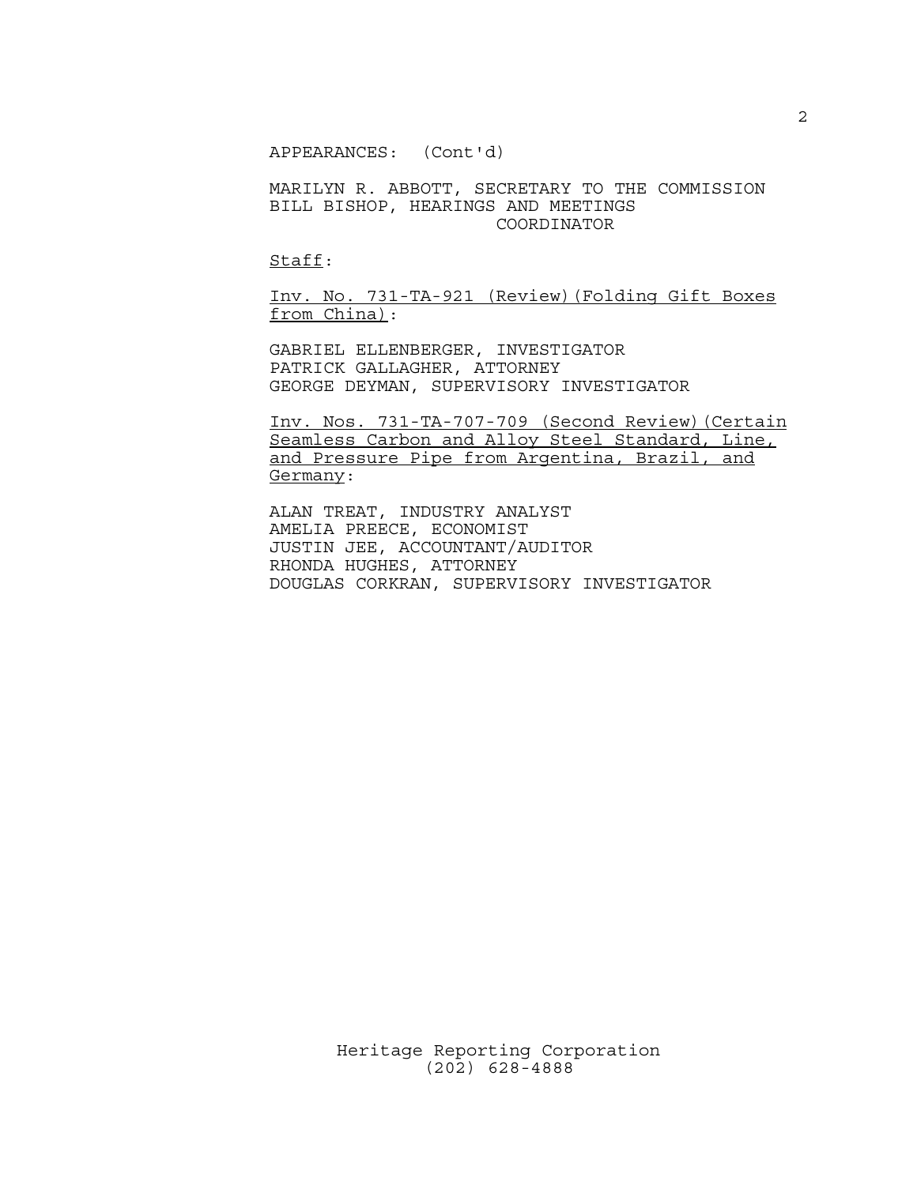APPEARANCES: (Cont'd)

MARILYN R. ABBOTT, SECRETARY TO THE COMMISSION
BILL BISHOP, HEARINGS AND MEETINGS COORDINATOR

Staff:

Inv. No. 731-TA-921 (Review)(Folding Gift Boxes from China):

GABRIEL ELLENBERGER, INVESTIGATOR
PATRICK GALLAGHER, ATTORNEY
GEORGE DEYMAN, SUPERVISORY INVESTIGATOR

Inv. Nos. 731-TA-707-709 (Second Review)(Certain Seamless Carbon and Alloy Steel Standard, Line, and Pressure Pipe from Argentina, Brazil, and Germany:

ALAN TREAT, INDUSTRY ANALYST
AMELIA PREECE, ECONOMIST
JUSTIN JEE, ACCOUNTANT/AUDITOR
RHONDA HUGHES, ATTORNEY
DOUGLAS CORKRAN, SUPERVISORY INVESTIGATOR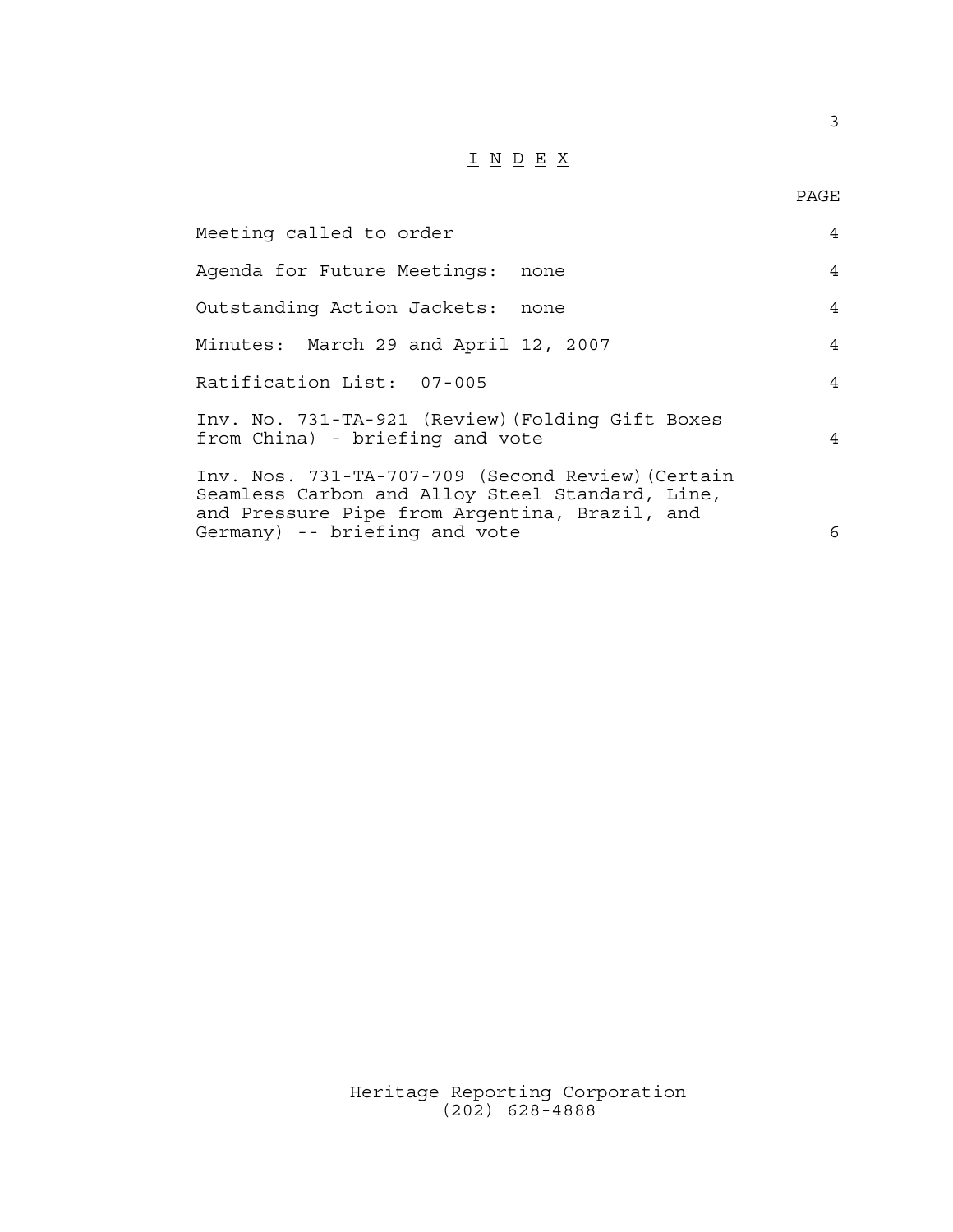# I N D E X

| | PAGE |
|---|---|
| Meeting called to order | 4 |
| Agenda for Future Meetings: none | 4 |
| Outstanding Action Jackets: none | 4 |
| Minutes: March 29 and April 12, 2007 | 4 |
| Ratification List: 07-005 | 4 |
| Inv. No. 731-TA-921 (Review)(Folding Gift Boxes from China) - briefing and vote | 4 |
| Inv. Nos. 731-TA-707-709 (Second Review)(Certain Seamless Carbon and Alloy Steel Standard, Line, and Pressure Pipe from Argentina, Brazil, and Germany) -- briefing and vote | 6 |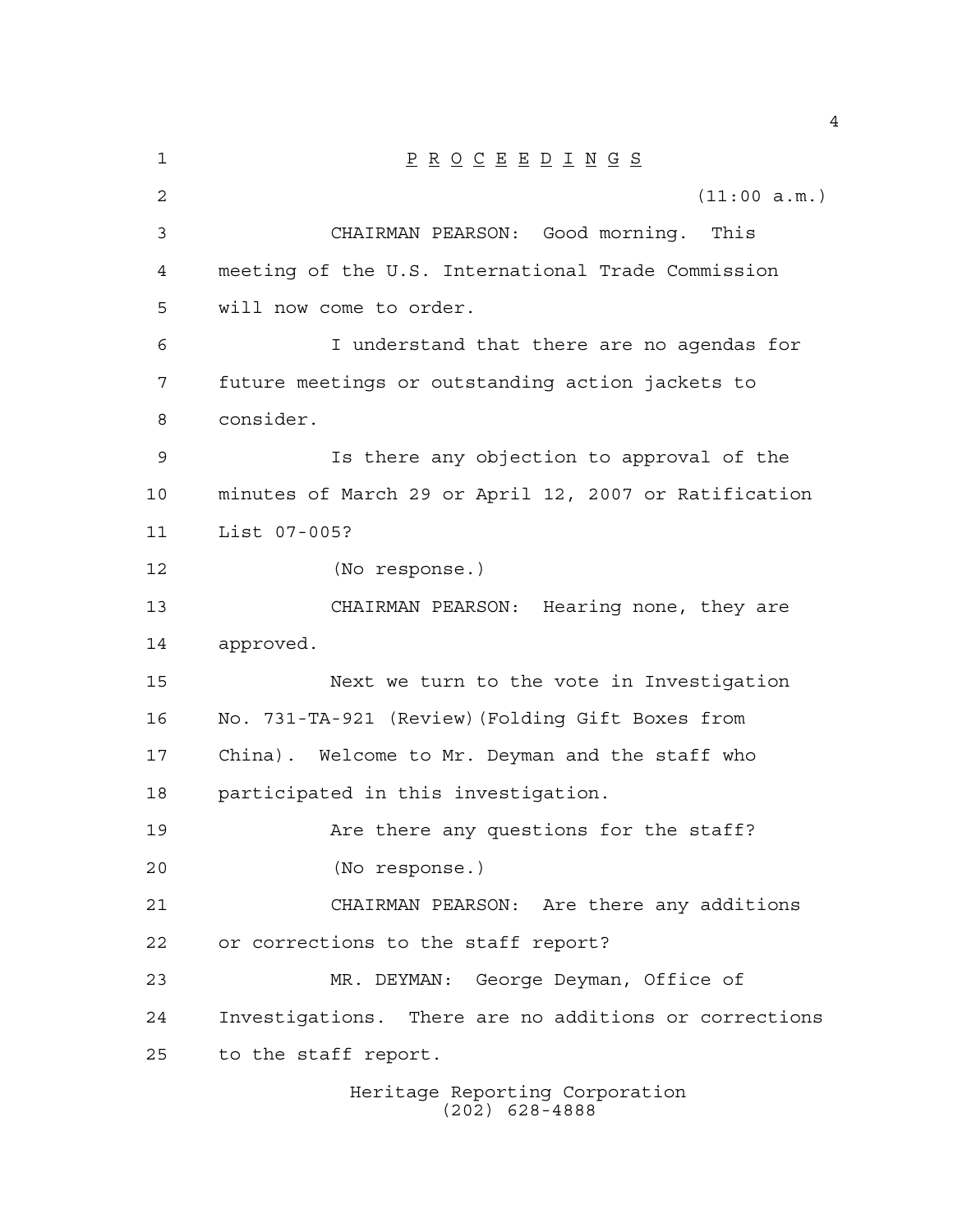# P R O C E E D I N G S

(11:00 a.m.)

CHAIRMAN PEARSON: Good morning. This meeting of the U.S. International Trade Commission will now come to order.

I understand that there are no agendas for future meetings or outstanding action jackets to consider.

Is there any objection to approval of the minutes of March 29 or April 12, 2007 or Ratification List 07-005?

(No response.)

CHAIRMAN PEARSON: Hearing none, they are approved.

Next we turn to the vote in Investigation No. 731-TA-921 (Review)(Folding Gift Boxes from China). Welcome to Mr. Deyman and the staff who participated in this investigation.

Are there any questions for the staff?

(No response.)

CHAIRMAN PEARSON: Are there any additions or corrections to the staff report?

MR. DEYMAN: George Deyman, Office of Investigations. There are no additions or corrections to the staff report.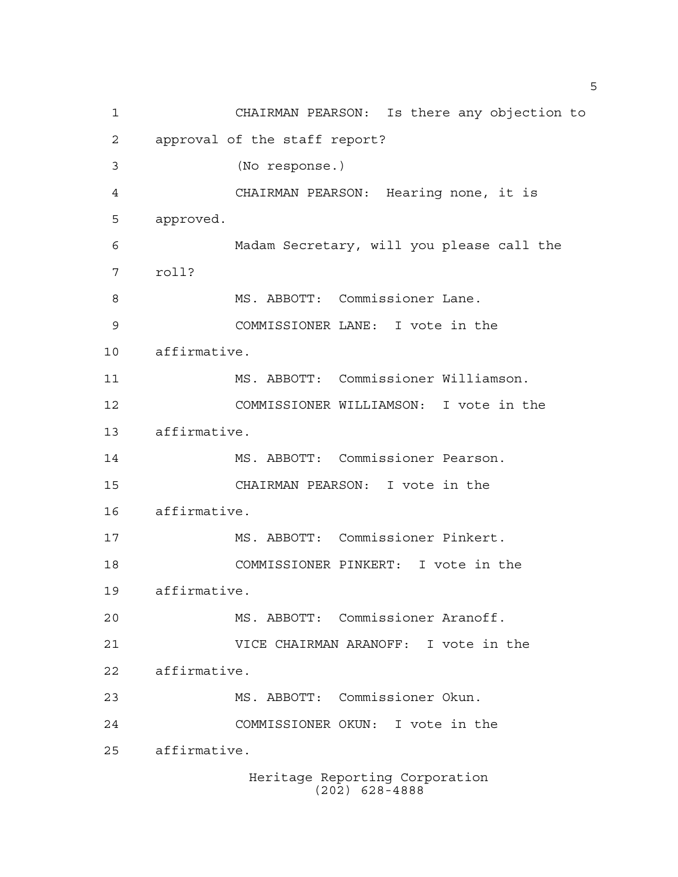CHAIRMAN PEARSON: Is there any objection to approval of the staff report?

(No response.)

CHAIRMAN PEARSON: Hearing none, it is approved.

Madam Secretary, will you please call the roll?

MS. ABBOTT: Commissioner Lane.

COMMISSIONER LANE: I vote in the affirmative.

MS. ABBOTT: Commissioner Williamson.

COMMISSIONER WILLIAMSON: I vote in the affirmative.

MS. ABBOTT: Commissioner Pearson.

CHAIRMAN PEARSON: I vote in the affirmative.

MS. ABBOTT: Commissioner Pinkert.

COMMISSIONER PINKERT: I vote in the affirmative.

MS. ABBOTT: Commissioner Aranoff.

VICE CHAIRMAN ARANOFF: I vote in the affirmative.

MS. ABBOTT: Commissioner Okun.

COMMISSIONER OKUN: I vote in the affirmative.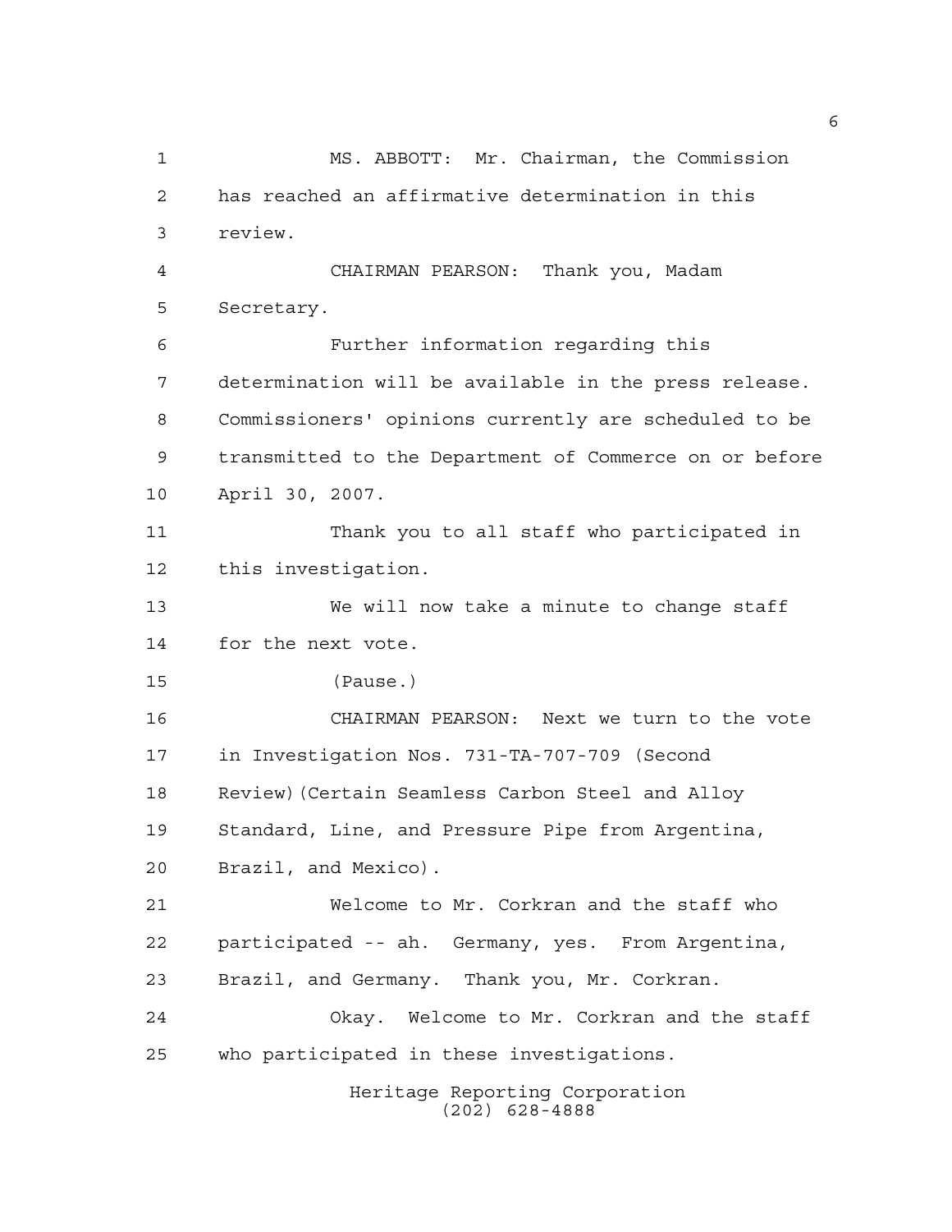MS. ABBOTT: Mr. Chairman, the Commission has reached an affirmative determination in this review.

CHAIRMAN PEARSON: Thank you, Madam Secretary.

Further information regarding this determination will be available in the press release. Commissioners' opinions currently are scheduled to be transmitted to the Department of Commerce on or before April 30, 2007.

Thank you to all staff who participated in this investigation.

We will now take a minute to change staff for the next vote.

(Pause.)

CHAIRMAN PEARSON: Next we turn to the vote in Investigation Nos. 731-TA-707-709 (Second Review)(Certain Seamless Carbon Steel and Alloy Standard, Line, and Pressure Pipe from Argentina, Brazil, and Mexico).

Welcome to Mr. Corkran and the staff who participated -- ah. Germany, yes. From Argentina, Brazil, and Germany. Thank you, Mr. Corkran.

Okay. Welcome to Mr. Corkran and the staff who participated in these investigations.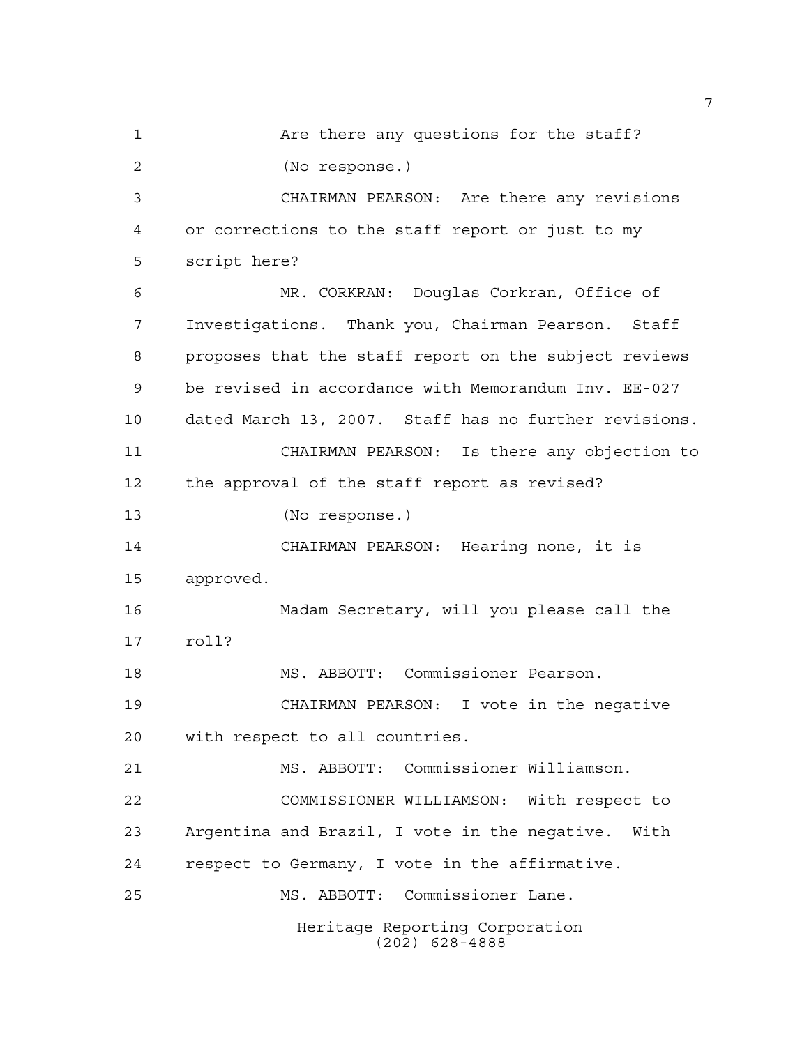Are there any questions for the staff?

(No response.)

CHAIRMAN PEARSON: Are there any revisions or corrections to the staff report or just to my script here?

MR. CORKRAN: Douglas Corkran, Office of Investigations. Thank you, Chairman Pearson. Staff proposes that the staff report on the subject reviews be revised in accordance with Memorandum Inv. EE-027 dated March 13, 2007. Staff has no further revisions.

CHAIRMAN PEARSON: Is there any objection to the approval of the staff report as revised?

(No response.)

CHAIRMAN PEARSON: Hearing none, it is approved.

Madam Secretary, will you please call the roll?

MS. ABBOTT: Commissioner Pearson.

CHAIRMAN PEARSON: I vote in the negative with respect to all countries.

MS. ABBOTT: Commissioner Williamson.

COMMISSIONER WILLIAMSON: With respect to Argentina and Brazil, I vote in the negative. With respect to Germany, I vote in the affirmative.

MS. ABBOTT: Commissioner Lane.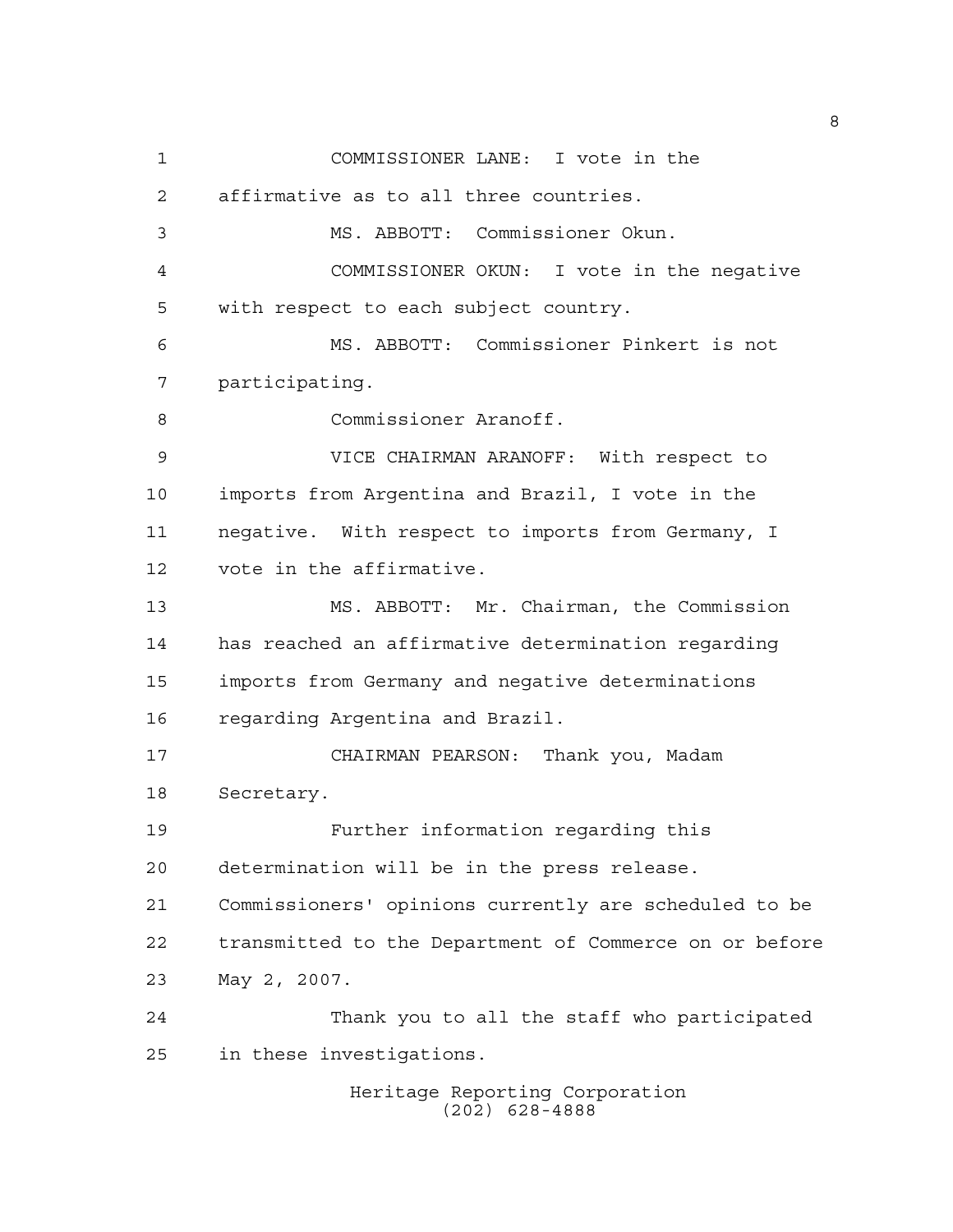COMMISSIONER LANE: I vote in the affirmative as to all three countries.

MS. ABBOTT: Commissioner Okun.

COMMISSIONER OKUN: I vote in the negative with respect to each subject country.

MS. ABBOTT: Commissioner Pinkert is not participating.

Commissioner Aranoff.

VICE CHAIRMAN ARANOFF: With respect to imports from Argentina and Brazil, I vote in the negative. With respect to imports from Germany, I vote in the affirmative.

MS. ABBOTT: Mr. Chairman, the Commission has reached an affirmative determination regarding imports from Germany and negative determinations regarding Argentina and Brazil.

CHAIRMAN PEARSON: Thank you, Madam Secretary.

Further information regarding this determination will be in the press release. Commissioners' opinions currently are scheduled to be transmitted to the Department of Commerce on or before May 2, 2007.

Thank you to all the staff who participated in these investigations.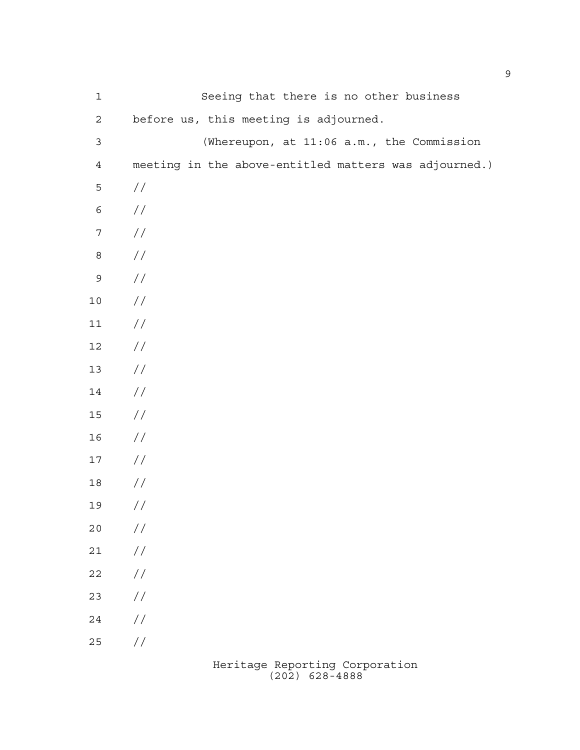Seeing that there is no other business before us, this meeting is adjourned.

(Whereupon, at 11:06 a.m., the Commission meeting in the above-entitled matters was adjourned.)

//

//

//

//

//

//

//

//

//

//

//

//

//

//

//

//

//

//

//

//

//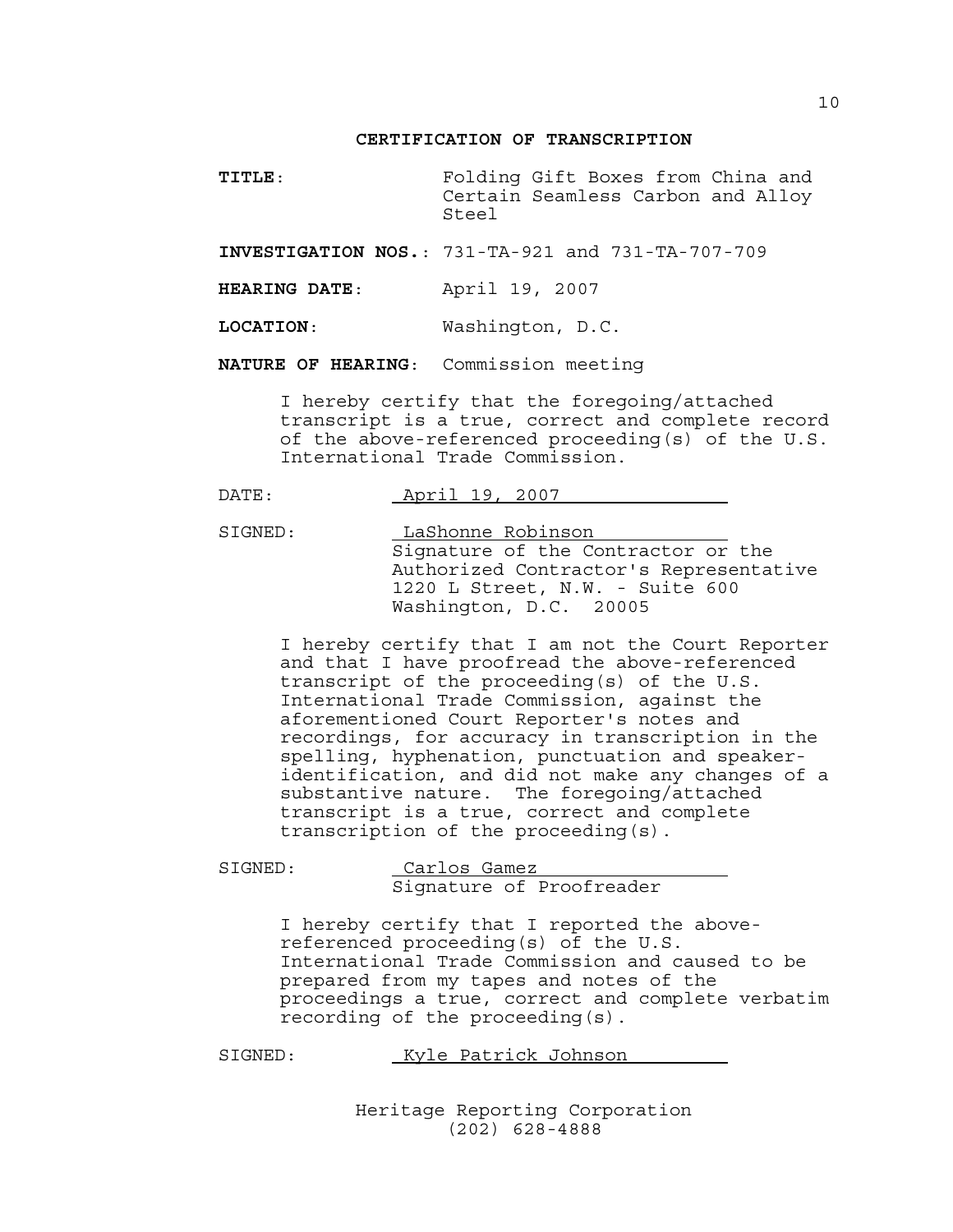## CERTIFICATION OF TRANSCRIPTION

**TITLE**: Folding Gift Boxes from China and Certain Seamless Carbon and Alloy Steel

**INVESTIGATION NOS.**: 731-TA-921 and 731-TA-707-709

**HEARING DATE**: April 19, 2007

**LOCATION**: Washington, D.C.

**NATURE OF HEARING**: Commission meeting

I hereby certify that the foregoing/attached transcript is a true, correct and complete record of the above-referenced proceeding(s) of the U.S. International Trade Commission.

DATE: April 19, 2007

SIGNED: LaShonne Robinson
Signature of the Contractor or the Authorized Contractor's Representative
1220 L Street, N.W. - Suite 600
Washington, D.C. 20005

I hereby certify that I am not the Court Reporter and that I have proofread the above-referenced transcript of the proceeding(s) of the U.S. International Trade Commission, against the aforementioned Court Reporter's notes and recordings, for accuracy in transcription in the spelling, hyphenation, punctuation and speaker-identification, and did not make any changes of a substantive nature. The foregoing/attached transcript is a true, correct and complete transcription of the proceeding(s).

SIGNED: Carlos Gamez
Signature of Proofreader

I hereby certify that I reported the above-referenced proceeding(s) of the U.S. International Trade Commission and caused to be prepared from my tapes and notes of the proceedings a true, correct and complete verbatim recording of the proceeding(s).

SIGNED: Kyle Patrick Johnson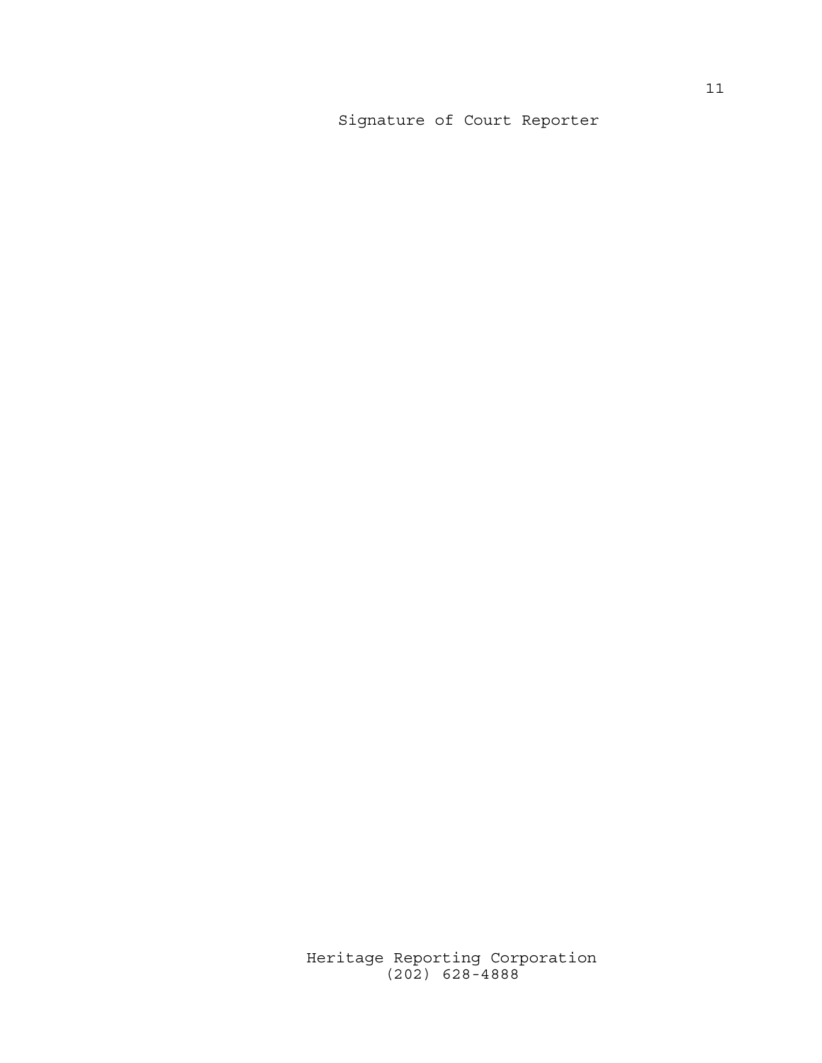Signature of Court Reporter